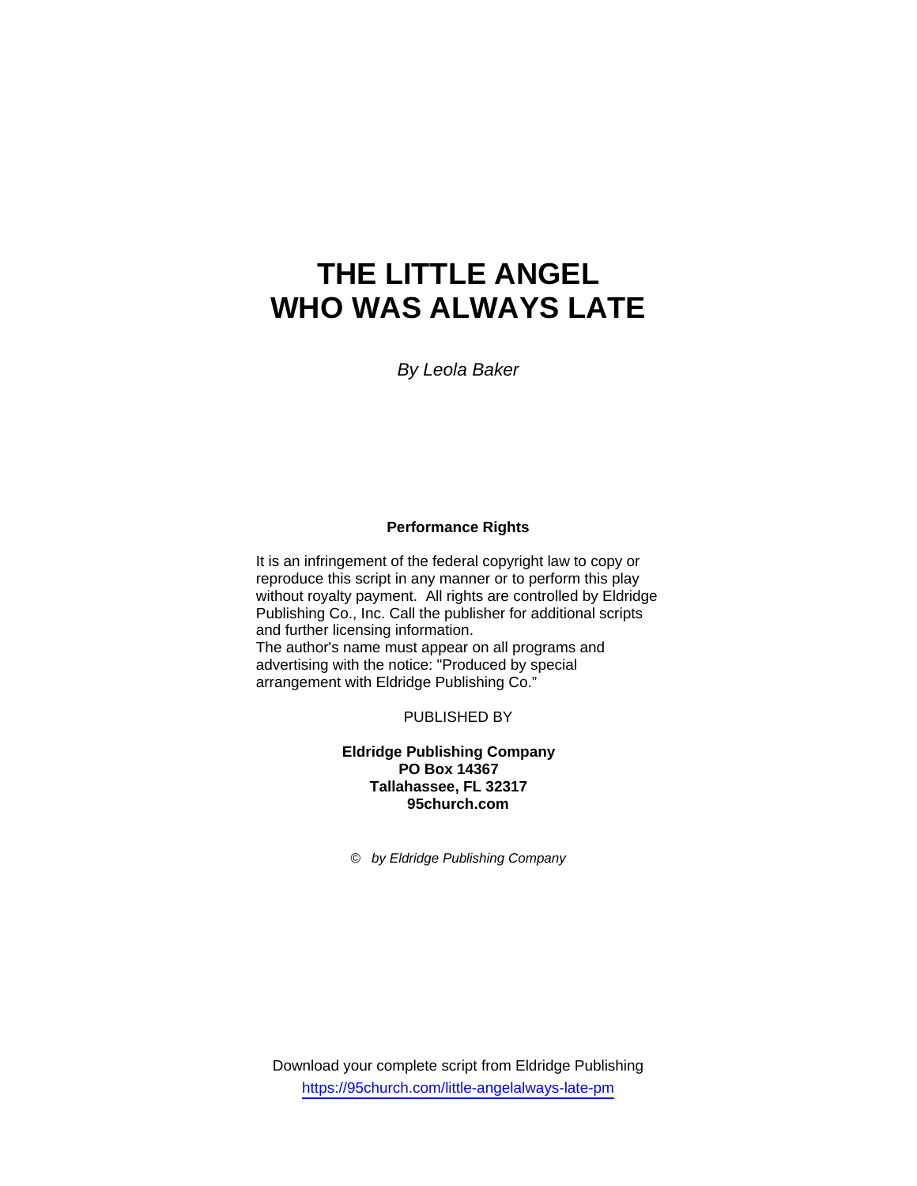# THE LITTLE ANGEL WHO WAS ALWAYS LATE

*By Leola Baker*

**Performance Rights**

It is an infringement of the federal copyright law to copy or reproduce this script in any manner or to perform this play without royalty payment. All rights are controlled by Eldridge Publishing Co., Inc. Call the publisher for additional scripts and further licensing information.
The author's name must appear on all programs and advertising with the notice: "Produced by special arrangement with Eldridge Publishing Co."

PUBLISHED BY

**Eldridge Publishing Company**
**PO Box 14367**
**Tallahassee, FL 32317**
**95church.com**

© *by Eldridge Publishing Company*

Download your complete script from Eldridge Publishing
https://95church.com/little-angelalways-late-pm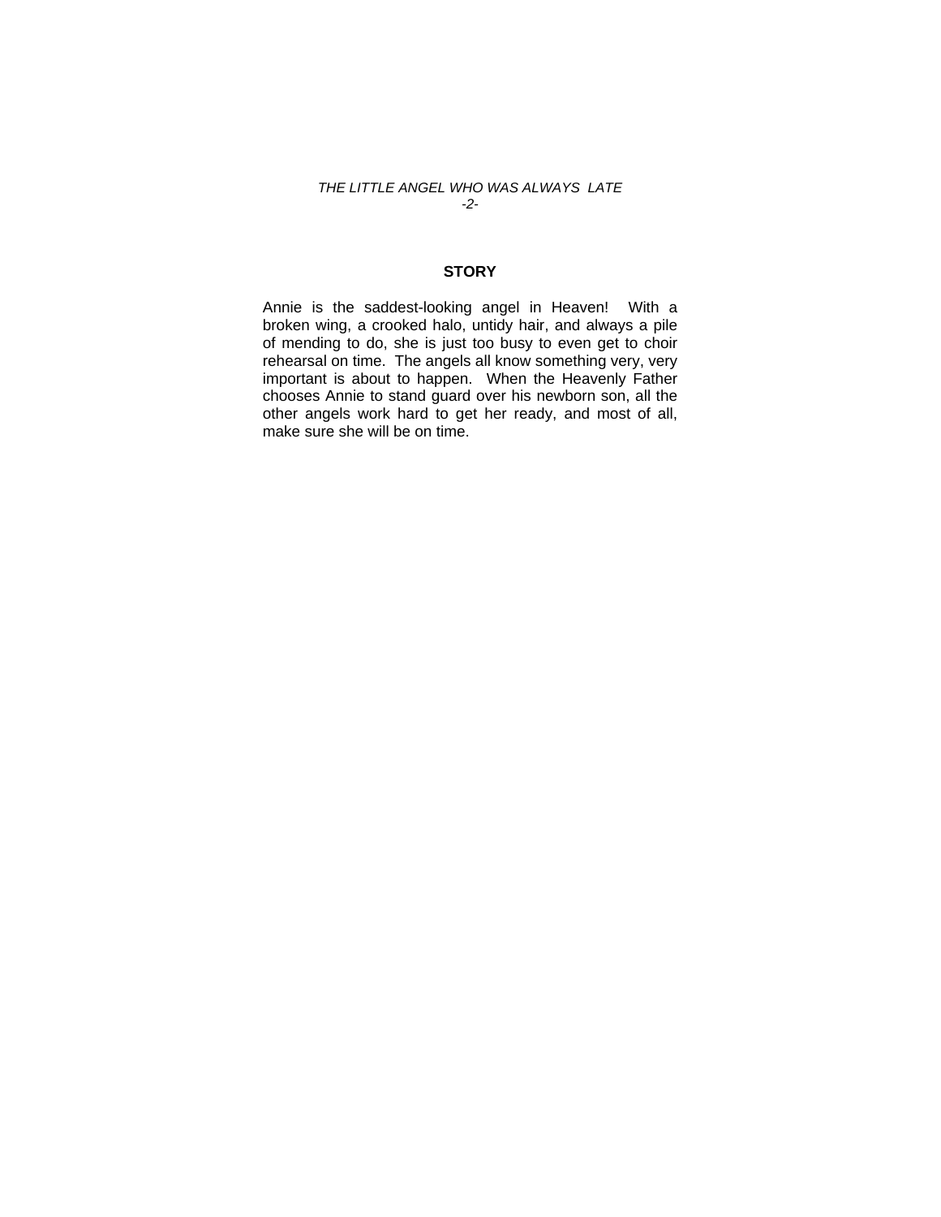## STORY

Annie is the saddest-looking angel in Heaven! With a broken wing, a crooked halo, untidy hair, and always a pile of mending to do, she is just too busy to even get to choir rehearsal on time. The angels all know something very, very important is about to happen. When the Heavenly Father chooses Annie to stand guard over his newborn son, all the other angels work hard to get her ready, and most of all, make sure she will be on time.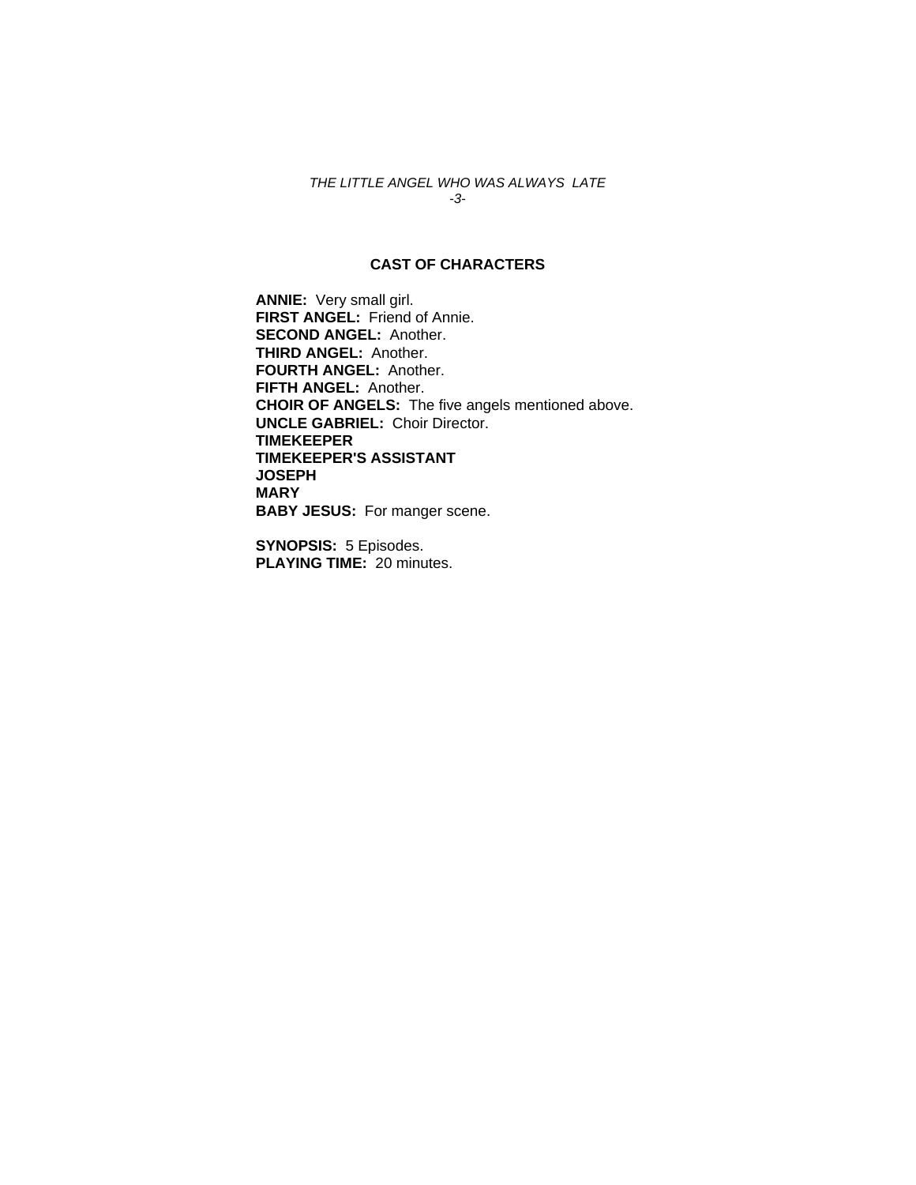## CAST OF CHARACTERS

**ANNIE:** Very small girl.
**FIRST ANGEL:** Friend of Annie.
**SECOND ANGEL:** Another.
**THIRD ANGEL:** Another.
**FOURTH ANGEL:** Another.
**FIFTH ANGEL:** Another.
**CHOIR OF ANGELS:** The five angels mentioned above.
**UNCLE GABRIEL:** Choir Director.
**TIMEKEEPER**
**TIMEKEEPER'S ASSISTANT**
**JOSEPH**
**MARY**
**BABY JESUS:** For manger scene.

**SYNOPSIS:** 5 Episodes.
**PLAYING TIME:** 20 minutes.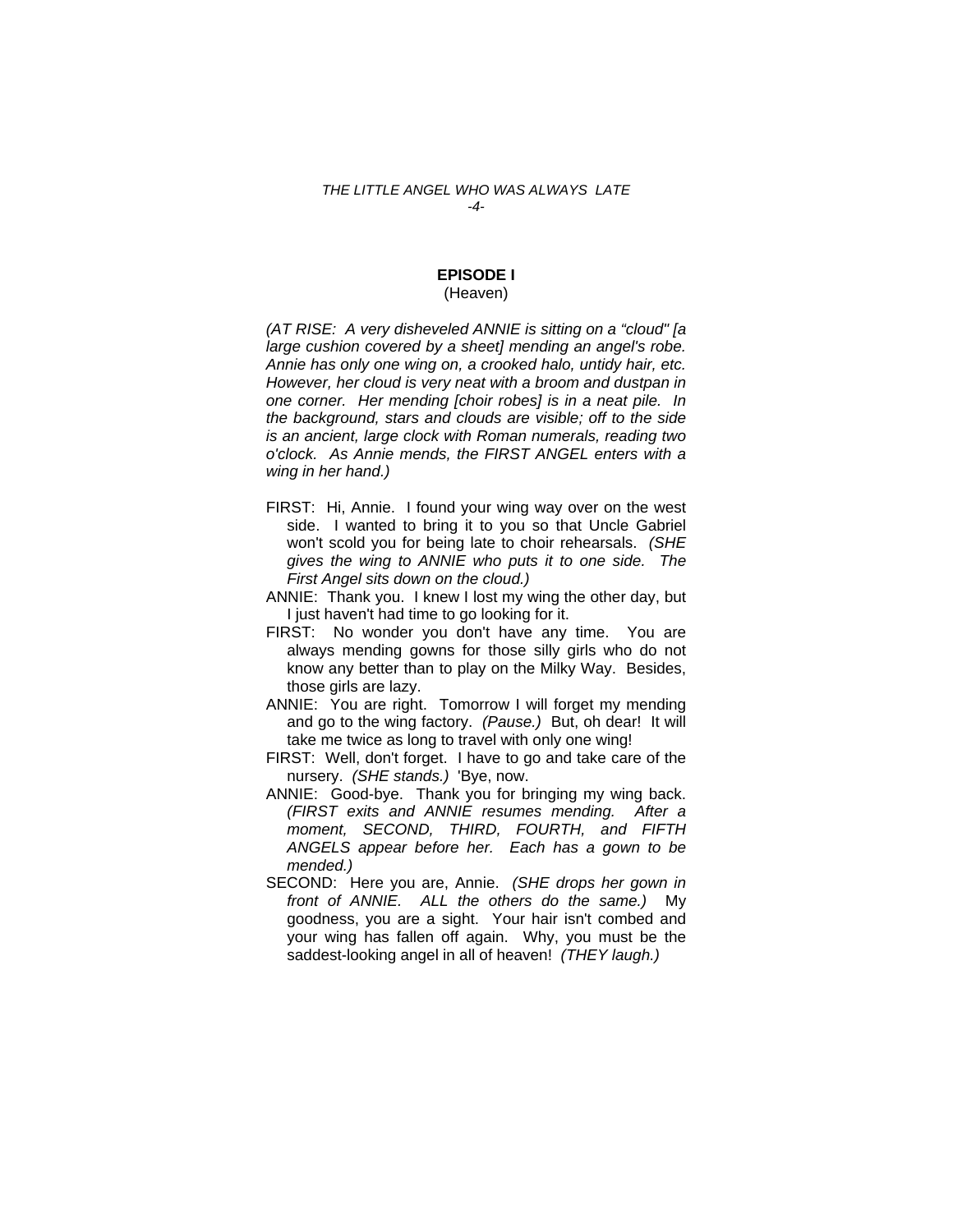**EPISODE I**

(Heaven)

*(AT RISE: A very disheveled ANNIE is sitting on a "cloud" [a large cushion covered by a sheet] mending an angel's robe. Annie has only one wing on, a crooked halo, untidy hair, etc. However, her cloud is very neat with a broom and dustpan in one corner. Her mending [choir robes] is in a neat pile. In the background, stars and clouds are visible; off to the side is an ancient, large clock with Roman numerals, reading two o'clock. As Annie mends, the FIRST ANGEL enters with a wing in her hand.)*

FIRST: Hi, Annie. I found your wing way over on the west side. I wanted to bring it to you so that Uncle Gabriel won't scold you for being late to choir rehearsals. *(SHE gives the wing to ANNIE who puts it to one side. The First Angel sits down on the cloud.)*

ANNIE: Thank you. I knew I lost my wing the other day, but I just haven't had time to go looking for it.

FIRST: No wonder you don't have any time. You are always mending gowns for those silly girls who do not know any better than to play on the Milky Way. Besides, those girls are lazy.

ANNIE: You are right. Tomorrow I will forget my mending and go to the wing factory. *(Pause.)* But, oh dear! It will take me twice as long to travel with only one wing!

FIRST: Well, don't forget. I have to go and take care of the nursery. *(SHE stands.)* 'Bye, now.

ANNIE: Good-bye. Thank you for bringing my wing back. *(FIRST exits and ANNIE resumes mending. After a moment, SECOND, THIRD, FOURTH, and FIFTH ANGELS appear before her. Each has a gown to be mended.)*

SECOND: Here you are, Annie. *(SHE drops her gown in front of ANNIE. ALL the others do the same.)* My goodness, you are a sight. Your hair isn't combed and your wing has fallen off again. Why, you must be the saddest-looking angel in all of heaven! *(THEY laugh.)*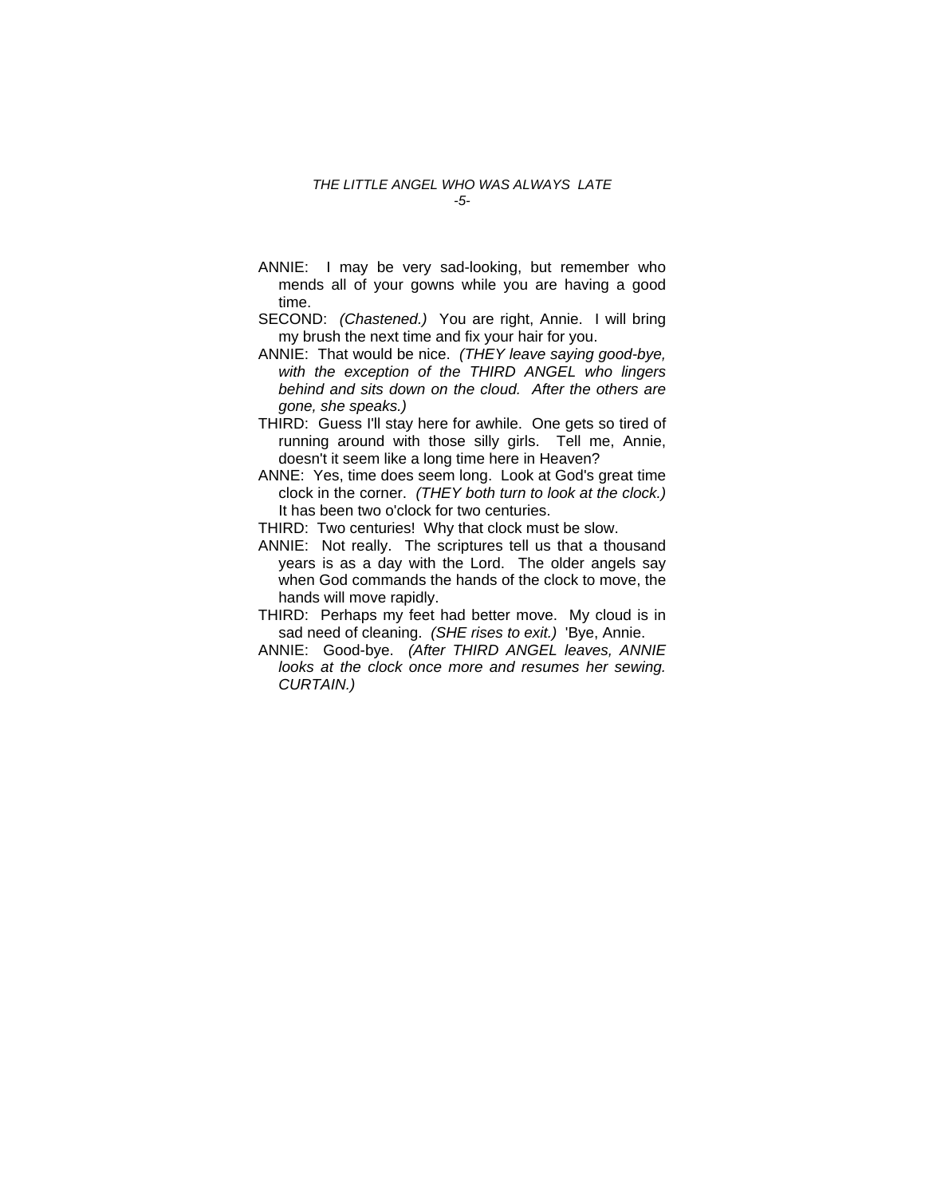ANNIE: I may be very sad-looking, but remember who mends all of your gowns while you are having a good time.

SECOND: *(Chastened.)* You are right, Annie. I will bring my brush the next time and fix your hair for you.

ANNIE: That would be nice. *(THEY leave saying good-bye, with the exception of the THIRD ANGEL who lingers behind and sits down on the cloud. After the others are gone, she speaks.)*

THIRD: Guess I'll stay here for awhile. One gets so tired of running around with those silly girls. Tell me, Annie, doesn't it seem like a long time here in Heaven?

ANNE: Yes, time does seem long. Look at God's great time clock in the corner. *(THEY both turn to look at the clock.)* It has been two o'clock for two centuries.

THIRD: Two centuries! Why that clock must be slow.

ANNIE: Not really. The scriptures tell us that a thousand years is as a day with the Lord. The older angels say when God commands the hands of the clock to move, the hands will move rapidly.

THIRD: Perhaps my feet had better move. My cloud is in sad need of cleaning. *(SHE rises to exit.)* 'Bye, Annie.

ANNIE: Good-bye. *(After THIRD ANGEL leaves, ANNIE looks at the clock once more and resumes her sewing. CURTAIN.)*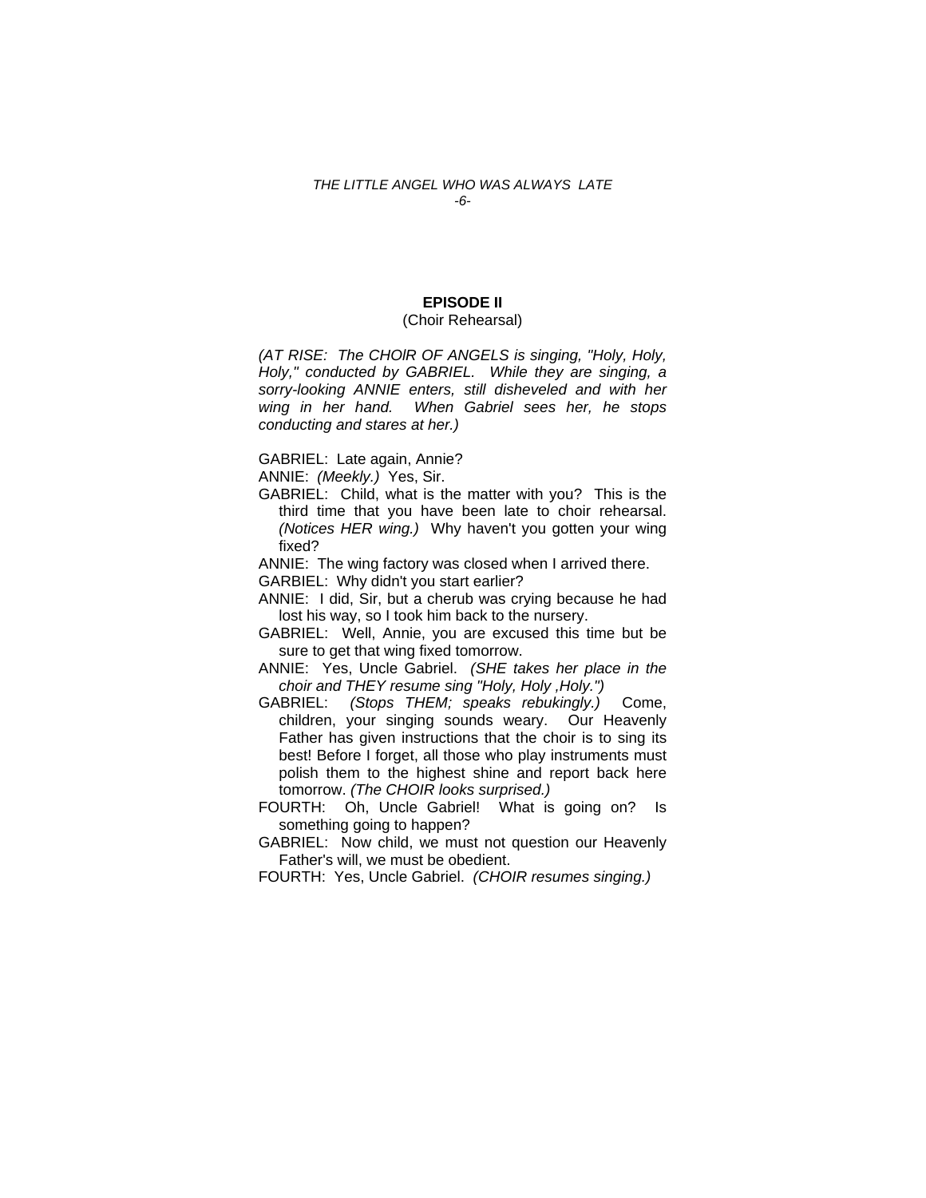## EPISODE II

(Choir Rehearsal)

*(AT RISE: The CHOIR OF ANGELS is singing, "Holy, Holy, Holy," conducted by GABRIEL. While they are singing, a sorry-looking ANNIE enters, still disheveled and with her wing in her hand. When Gabriel sees her, he stops conducting and stares at her.)*

GABRIEL: Late again, Annie?

ANNIE: *(Meekly.)* Yes, Sir.

GABRIEL: Child, what is the matter with you? This is the third time that you have been late to choir rehearsal. *(Notices HER wing.)* Why haven't you gotten your wing fixed?

ANNIE: The wing factory was closed when I arrived there.

GARBIEL: Why didn't you start earlier?

ANNIE: I did, Sir, but a cherub was crying because he had lost his way, so I took him back to the nursery.

GABRIEL: Well, Annie, you are excused this time but be sure to get that wing fixed tomorrow.

ANNIE: Yes, Uncle Gabriel. *(SHE takes her place in the choir and THEY resume sing "Holy, Holy ,Holy.")*

GABRIEL: *(Stops THEM; speaks rebukingly.)* Come, children, your singing sounds weary. Our Heavenly Father has given instructions that the choir is to sing its best! Before I forget, all those who play instruments must polish them to the highest shine and report back here tomorrow. *(The CHOIR looks surprised.)*

FOURTH: Oh, Uncle Gabriel! What is going on? Is something going to happen?

GABRIEL: Now child, we must not question our Heavenly Father's will, we must be obedient.

FOURTH: Yes, Uncle Gabriel. *(CHOIR resumes singing.)*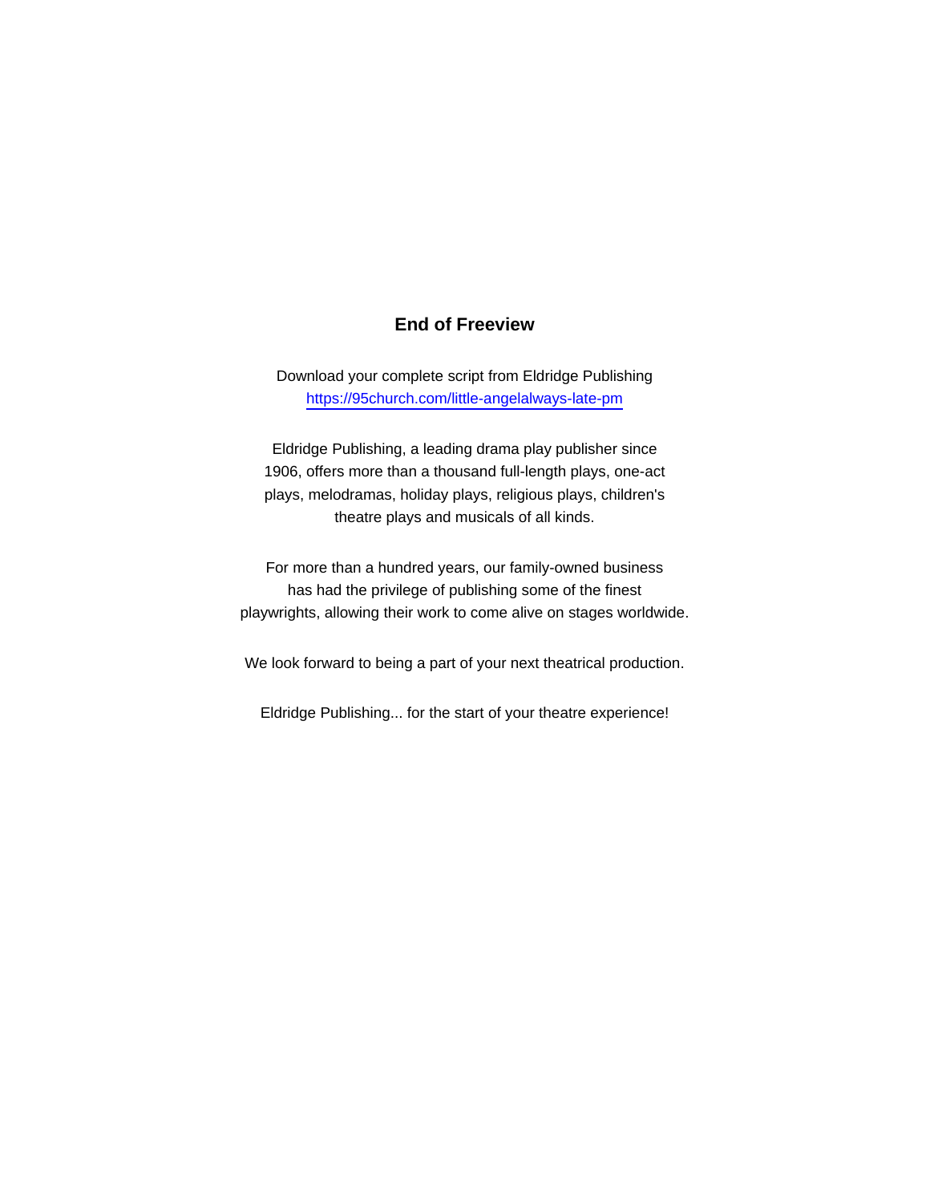**End of Freeview**

Download your complete script from Eldridge Publishing
[https://95church.com/little-angelalways-late-pm](https://95church.com/little-angelalways-late-pm)

Eldridge Publishing, a leading drama play publisher since 1906, offers more than a thousand full-length plays, one-act plays, melodramas, holiday plays, religious plays, children's theatre plays and musicals of all kinds.

For more than a hundred years, our family-owned business has had the privilege of publishing some of the finest playwrights, allowing their work to come alive on stages worldwide.

We look forward to being a part of your next theatrical production.

Eldridge Publishing... for the start of your theatre experience!